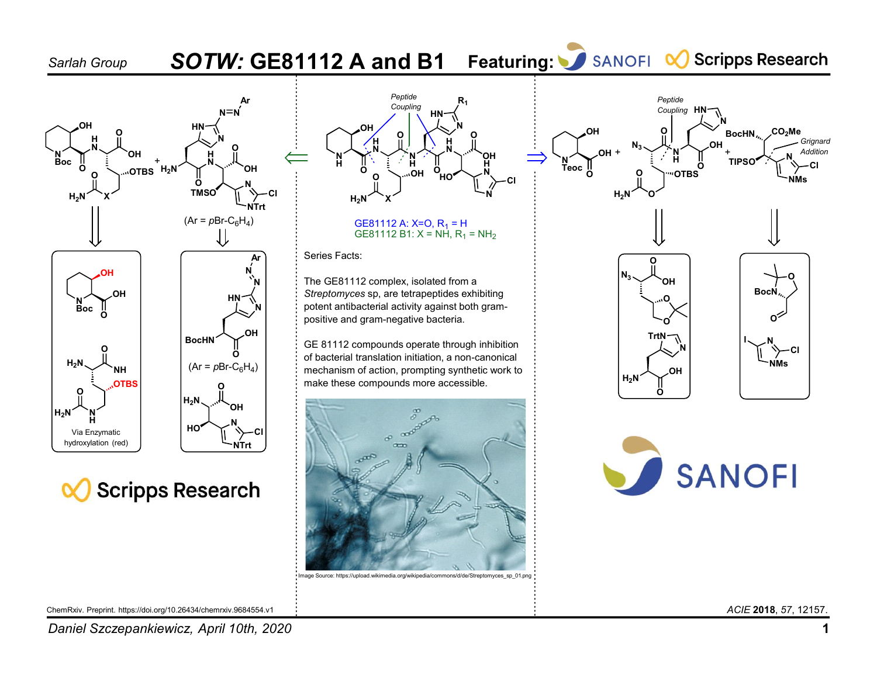# SOTW: GE81112 A and B1

Sarlah Group

Featuring: SANOFI, Scripps Research

GE81112 A: X=O, $R_1$ = H

GE81112 B1: X = NH, $R_1$ = $NH_2$

Peptide Coupling

(Ar = pBr-$C_6H_4$)

Via Enzymatic hydroxylation (red)

Grignard Addition

Series Facts:

The GE81112 complex, isolated from a *Streptomyces* sp, are tetrapeptides exhibiting potent antibacterial activity against both gram-positive and gram-negative bacteria.

GE 81112 compounds operate through inhibition of bacterial translation initiation, a non-canonical mechanism of action, prompting synthetic work to make these compounds more accessible.

Image Source: https://upload.wikimedia.org/wikipedia/commons/d/de/Streptomyces_sp_01.png

ChemRxiv. Preprint. https://doi.org/10.26434/chemrxiv.9684554.v1

*ACIE* **2018**, *57*, 12157.

*Daniel Szczepankiewicz, April 10th, 2020*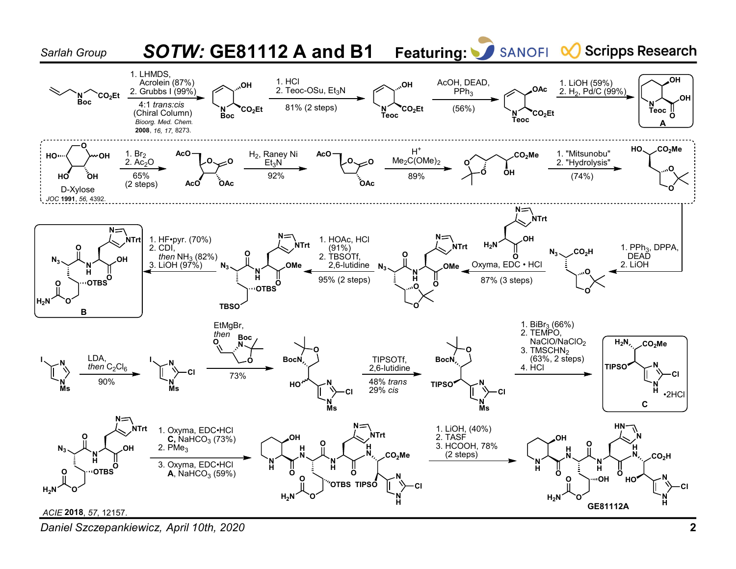# *SOTW:* GE81112 A and B1

Featuring: SANOFI, Scripps Research

Sarlah Group

**Synthesis of fragment A**

1. LHMDS, Acrolein (87%)
2. Grubbs I (99%)

4:1 *trans*:*cis* (Chiral Column)

*Bioorg. Med. Chem.* **2008**, *16*, *17*, 8273.

1. HCl
2. Teoc-OSu, $Et_3N$

81% (2 steps)

AcOH, DEAD, $PPh_3$

(56%)

1. LiOH (59%)
2. $H_2$, Pd/C (99%)

**A**

**Synthesis of fragment B**

D-Xylose

*JOC* **1991**, *56*, 4392.

1. $Br_2$
2. $Ac_2O$

65% (2 steps)

$H_2$, Raney Ni, $Et_3N$

92%

$H^+$, $Me_2C(OMe)_2$

89%

1. "Mitsunobu"
2. "Hydrolysis"

(74%)

1. $PPh_3$, DPPA, DEAD
2. LiOH

Oxyma, EDC • HCl

87% (3 steps)

1. HOAc, HCl (91%)
2. TBSOTf, 2,6-lutidine

95% (2 steps)

1. HF•pyr. (70%)
2. CDI, *then* $NH_3$ (82%)
3. LiOH (97%)

**B**

**Synthesis of fragment C**

LDA, *then* $C_2Cl_6$

90%

EtMgBr, *then* Boc-protected oxazolidine aldehyde

73%

TIPSOTf, 2,6-lutidine

48% *trans*
29% *cis*

1. $BiBr_3$ (66%)
2. TEMPO, NaClO/$NaClO_2$
3. $TMSCHN_2$ (63%, 2 steps)
4. HCl

**C** •2HCl

**Completion**

1. Oxyma, EDC•HCl, **C**, $NaHCO_3$ (73%)
2. $PMe_3$
3. Oxyma, EDC•HCl, **A**, $NaHCO_3$ (59%)

1. LiOH, (40%)
2. TASF
3. HCOOH, 78% (2 steps)

**GE81112A**

*ACIE* **2018**, *57*, 12157.

*Daniel Szczepankiewicz, April 10th, 2020*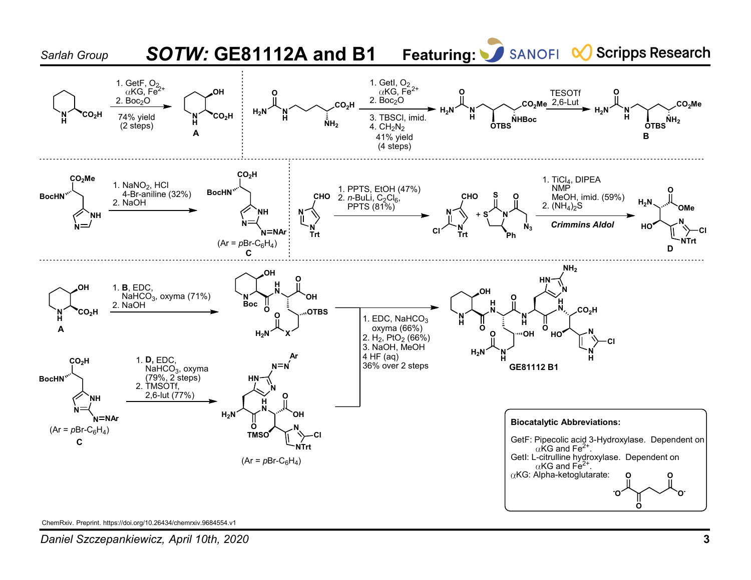Sarlah Group

# SOTW: GE81112A and B1

Featuring: SANOFI, Scripps Research

1. GetF, $O_2$, αKG, $Fe^{2+}$
2. $Boc_2O$

74% yield (2 steps)

**A**

1. GetI, $O_2$, αKG, $Fe^{2+}$
2. $Boc_2O$
3. TBSCl, imid.
4. $CH_2N_2$

41% yield (4 steps)

TESOTf, 2,6-Lut

**B**

1. $NaNO_2$, HCl, 4-Br-aniline (32%)
2. NaOH

(Ar = *p*Br-$C_6H_4$)

**C**

1. PPTS, EtOH (47%)
2. *n*-BuLi, $C_2Cl_6$, PPTS (81%)

1. $TiCl_4$, DIPEA, NMP, MeOH, imid. (59%)
2. $(NH_4)_2S$

*Crimmins Aldol*

**D**

1. **B**, EDC, $NaHCO_3$, oxyma (71%)
2. NaOH

1. **D**, EDC, $NaHCO_3$, oxyma (79%, 2 steps)
2. TMSOTf, 2,6-lut (77%)

(Ar = *p*Br-$C_6H_4$)

1. EDC, $NaHCO_3$, oxyma (66%)
2. $H_2$, $PtO_2$ (66%)
3. NaOH, MeOH
4. HF (aq)

36% over 2 steps

**GE81112 B1**

**Biocatalytic Abbreviations:**

GetF: Pipecolic acid 3-Hydroxylase. Dependent on αKG and $Fe^{2+}$.
GetI: L-citrulline hydroxylase. Dependent on αKG and $Fe^{2+}$.
αKG: Alpha-ketoglutarate:

ChemRxiv. Preprint. https://doi.org/10.26434/chemrxiv.9684554.v1

Daniel Szczepankiewicz, April 10th, 2020